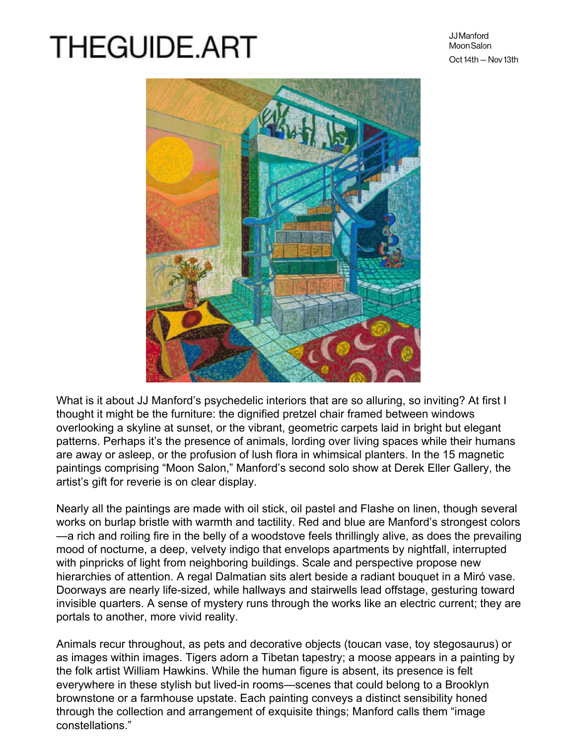# THEGUIDE.ART

JJ Manford
Moon Salon
Oct 14th — Nov 13th

What is it about JJ Manford's psychedelic interiors that are so alluring, so inviting? At first I thought it might be the furniture: the dignified pretzel chair framed between windows overlooking a skyline at sunset, or the vibrant, geometric carpets laid in bright but elegant patterns. Perhaps it's the presence of animals, lording over living spaces while their humans are away or asleep, or the profusion of lush flora in whimsical planters. In the 15 magnetic paintings comprising "Moon Salon," Manford's second solo show at Derek Eller Gallery, the artist's gift for reverie is on clear display.

Nearly all the paintings are made with oil stick, oil pastel and Flashe on linen, though several works on burlap bristle with warmth and tactility. Red and blue are Manford's strongest colors—a rich and roiling fire in the belly of a woodstove feels thrillingly alive, as does the prevailing mood of nocturne, a deep, velvety indigo that envelops apartments by nightfall, interrupted with pinpricks of light from neighboring buildings. Scale and perspective propose new hierarchies of attention. A regal Dalmatian sits alert beside a radiant bouquet in a Miró vase. Doorways are nearly life-sized, while hallways and stairwells lead offstage, gesturing toward invisible quarters. A sense of mystery runs through the works like an electric current; they are portals to another, more vivid reality.

Animals recur throughout, as pets and decorative objects (toucan vase, toy stegosaurus) or as images within images. Tigers adorn a Tibetan tapestry; a moose appears in a painting by the folk artist William Hawkins. While the human figure is absent, its presence is felt everywhere in these stylish but lived-in rooms—scenes that could belong to a Brooklyn brownstone or a farmhouse upstate. Each painting conveys a distinct sensibility honed through the collection and arrangement of exquisite things; Manford calls them "image constellations."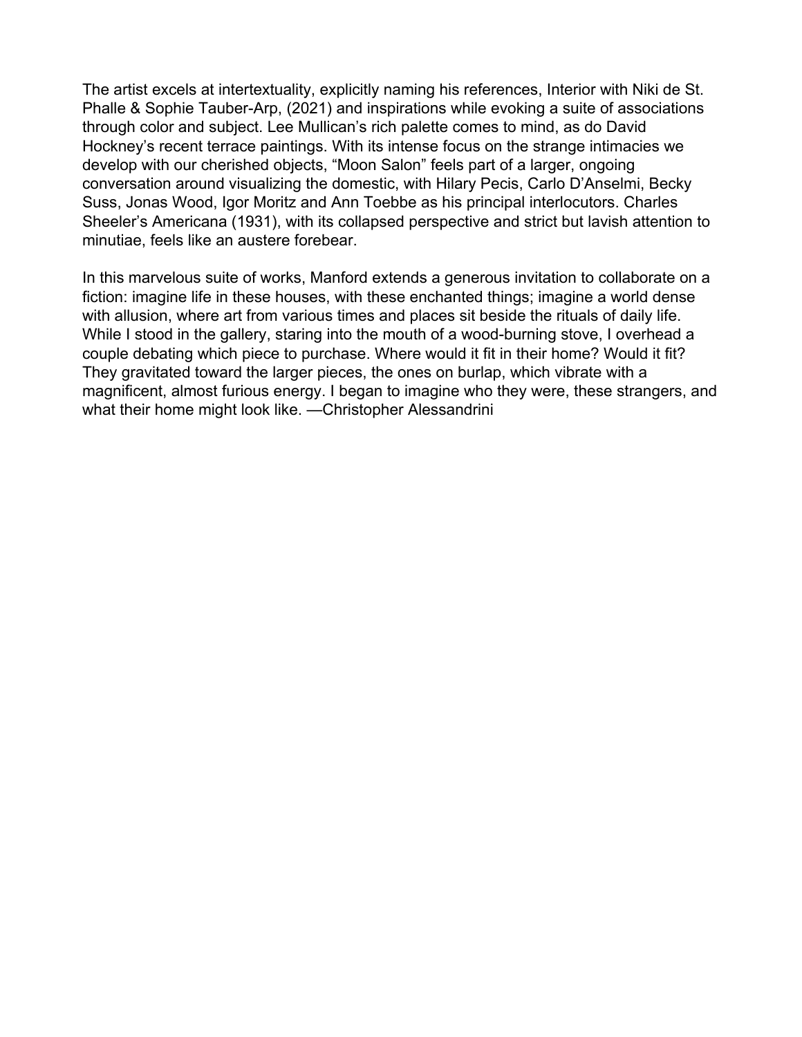The artist excels at intertextuality, explicitly naming his references, Interior with Niki de St. Phalle & Sophie Tauber-Arp, (2021) and inspirations while evoking a suite of associations through color and subject. Lee Mullican's rich palette comes to mind, as do David Hockney's recent terrace paintings. With its intense focus on the strange intimacies we develop with our cherished objects, "Moon Salon" feels part of a larger, ongoing conversation around visualizing the domestic, with Hilary Pecis, Carlo D'Anselmi, Becky Suss, Jonas Wood, Igor Moritz and Ann Toebbe as his principal interlocutors. Charles Sheeler's Americana (1931), with its collapsed perspective and strict but lavish attention to minutiae, feels like an austere forebear.

In this marvelous suite of works, Manford extends a generous invitation to collaborate on a fiction: imagine life in these houses, with these enchanted things; imagine a world dense with allusion, where art from various times and places sit beside the rituals of daily life. While I stood in the gallery, staring into the mouth of a wood-burning stove, I overhead a couple debating which piece to purchase. Where would it fit in their home? Would it fit? They gravitated toward the larger pieces, the ones on burlap, which vibrate with a magnificent, almost furious energy. I began to imagine who they were, these strangers, and what their home might look like. —Christopher Alessandrini